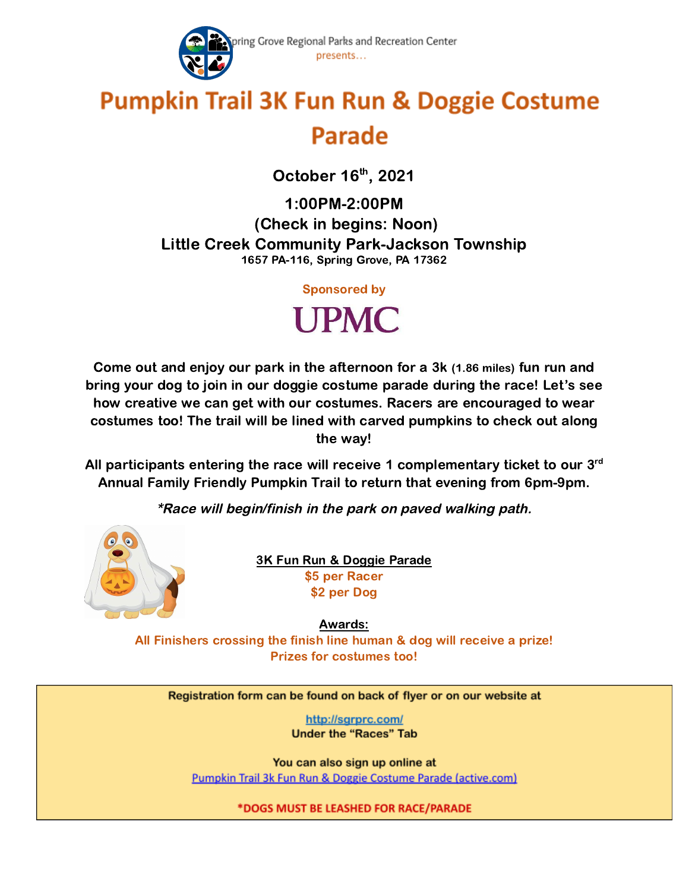Spring Grove Regional Parks and Recreation Center

presents...

# Pumpkin Trail 3K Fun Run & Doggie Costume Parade

**October 16th, 2021**

**1:00PM-2:00PM**

**(Check in begins: Noon)**

**Little Creek Community Park-Jackson Township**

**1657 PA-116, Spring Grove, PA 17362**

Sponsored by

UPMC

**Come out and enjoy our park in the afternoon for a 3k (1.86 miles) fun run and bring your dog to join in our doggie costume parade during the race! Let's see how creative we can get with our costumes. Racers are encouraged to wear costumes too! The trail will be lined with carved pumpkins to check out along the way!**

**All participants entering the race will receive 1 complementary ticket to our 3rd Annual Family Friendly Pumpkin Trail to return that evening from 6pm-9pm.**

***\*Race will begin/finish in the park on paved walking path.***

**3K Fun Run & Doggie Parade**

**$5 per Racer**

**$2 per Dog**

**Awards:**

**All Finishers crossing the finish line human & dog will receive a prize!**

**Prizes for costumes too!**

**Registration form can be found on back of flyer or on our website at**

**http://sgrprc.com/**

**Under the "Races" Tab**

**You can also sign up online at**

Pumpkin Trail 3k Fun Run & Doggie Costume Parade (active.com)

**\*DOGS MUST BE LEASHED FOR RACE/PARADE**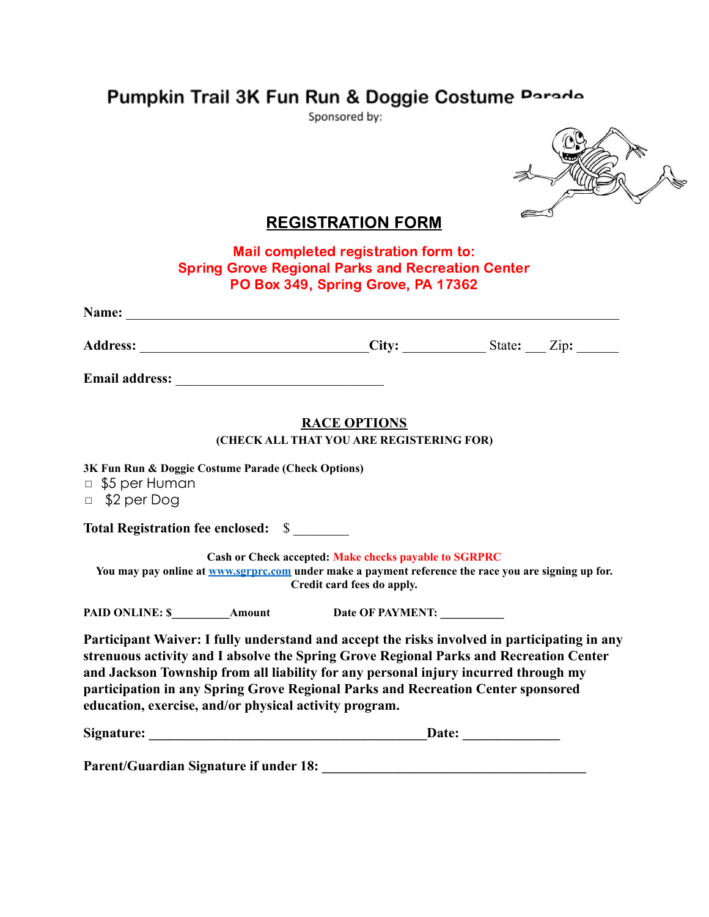# Pumpkin Trail 3K Fun Run & Doggie Costume Parade

Sponsored by:

## REGISTRATION FORM

**Mail completed registration form to:**
**Spring Grove Regional Parks and Recreation Center**
**PO Box 349, Spring Grove, PA 17362**

**Name:** ______________________________________________________________

**Address:** _________________________________ **City:** ____________ State**:** ___ Zip**:** ______

**Email address:** _______________________________

## RACE OPTIONS

**(CHECK ALL THAT YOU ARE REGISTERING FOR)**

**3K Fun Run & Doggie Costume Parade (Check Options)**

- □ $5 per Human
- □ $2 per Dog

**Total Registration fee enclosed:** $ ________

**Cash or Check accepted:** **Make checks payable to SGRPRC**
**You may pay online at [www.sgrprc.com](http://www.sgrprc.com) under make a payment reference the race you are signing up for. Credit card fees do apply.**

**PAID ONLINE: $_________Amount** **Date OF PAYMENT:** __________

**Participant Waiver: I fully understand and accept the risks involved in participating in any strenuous activity and I absolve the Spring Grove Regional Parks and Recreation Center and Jackson Township from all liability for any personal injury incurred through my participation in any Spring Grove Regional Parks and Recreation Center sponsored education, exercise, and/or physical activity program.**

**Signature: _________________________________________Date:** ______________

**Parent/Guardian Signature if under 18:** _______________________________________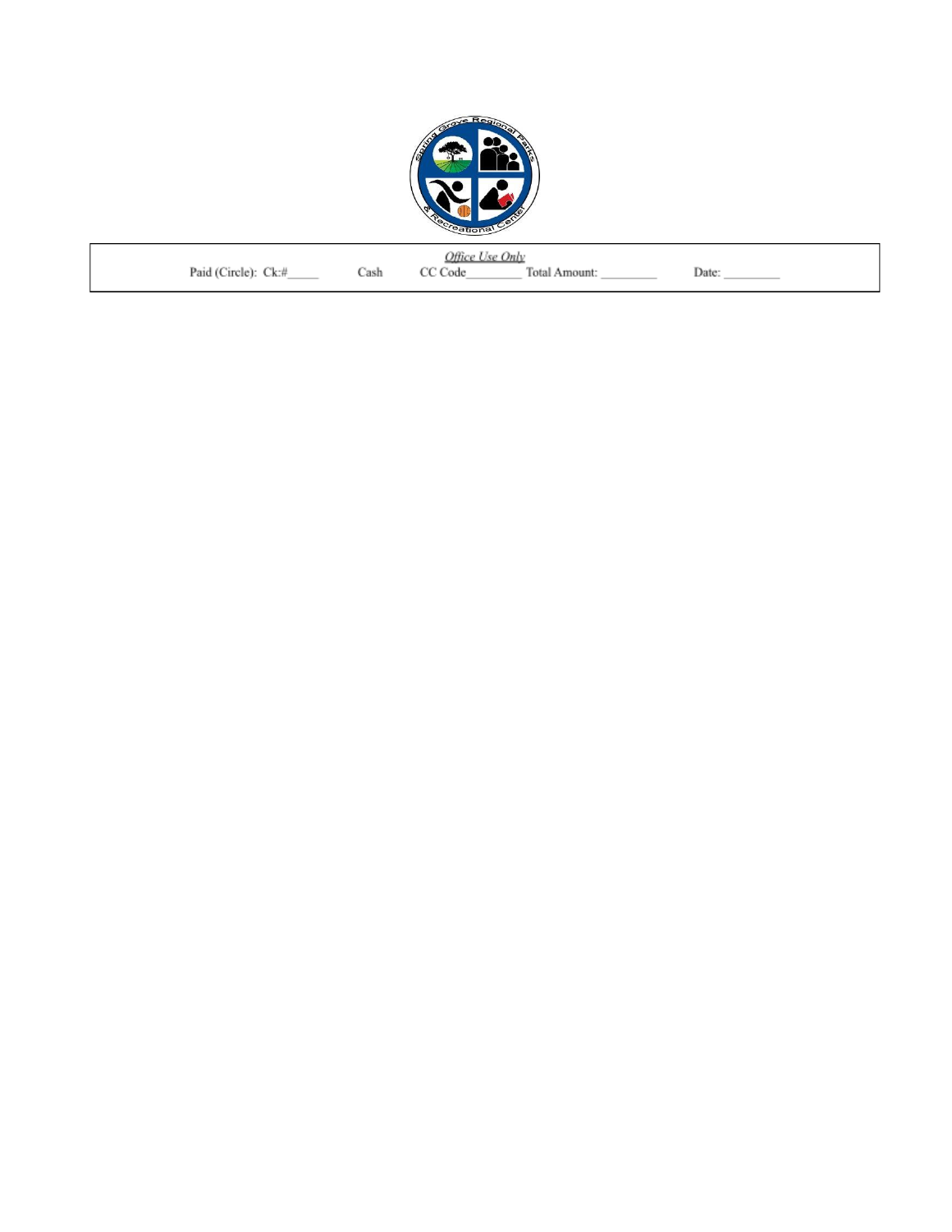*Office Use Only*

Paid (Circle): Ck:#_____ Cash CC Code________ Total Amount: _________ Date: _________